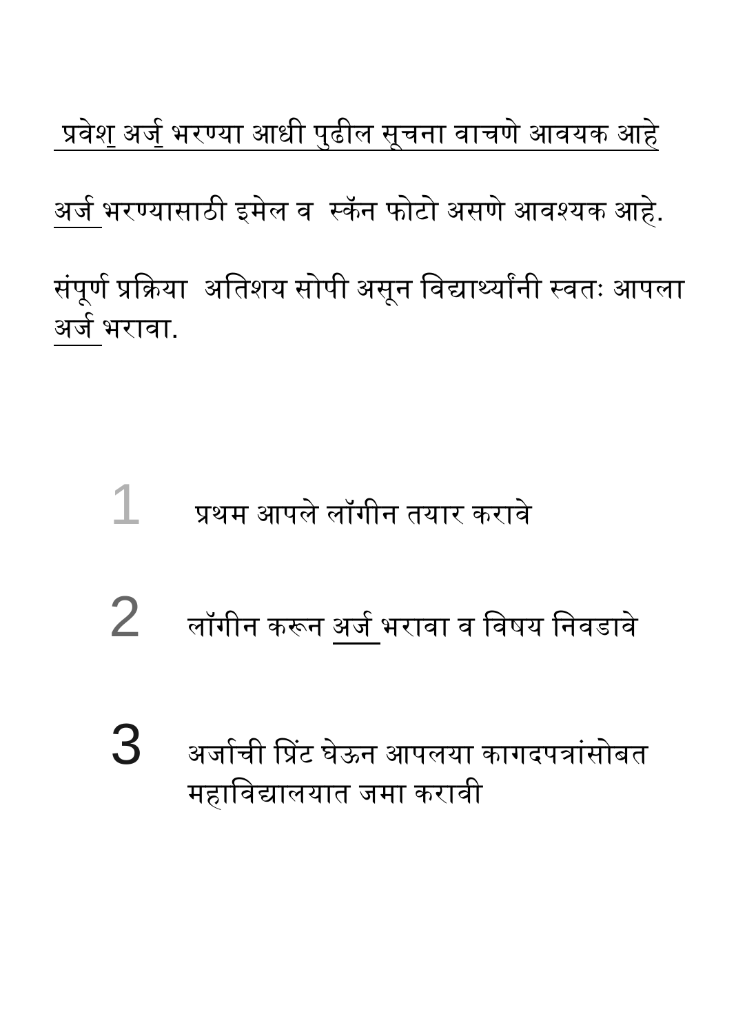# प्रवेश अर्ज भरण्या आधी पुढील सूचना वाचणे आवयक आहे

अर्ज भरण्यासाठी इमेल व स्कॅन फोटो असणे आवश्यक आहे.

संपूर्ण प्रक्रिया अतिशय सोपी असून विद्यार्थ्यांनी स्वतः आपला अर्ज भरावा.

1. प्रथम आपले लॉगीन तयार करावे
2. लॉगीन करून अर्ज भरावा व विषय निवडावे
3. अर्जाची प्रिंट घेऊन आपलया कागदपत्रांसोबत महाविद्यालयात जमा करावी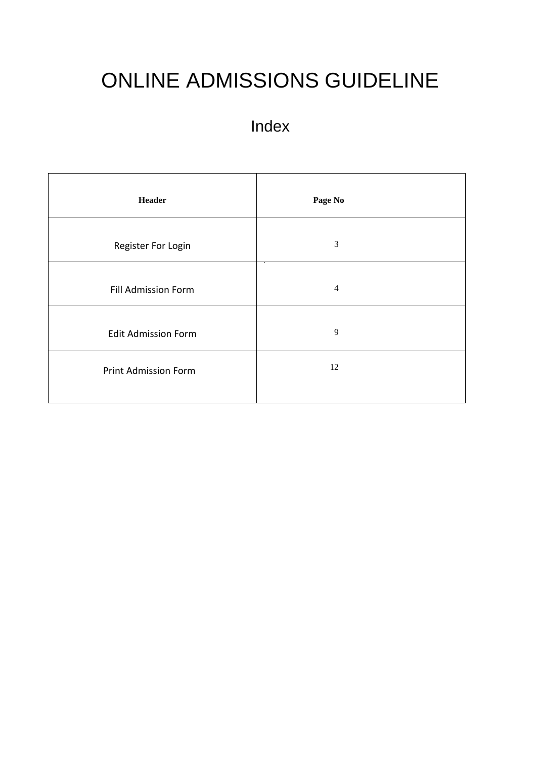# ONLINE ADMISSIONS GUIDELINE

## Index

| **Header** | **Page No** |
| --- | --- |
| Register For Login | 3 |
| Fill Admission Form | 4 |
| Edit Admission Form | 9 |
| Print Admission Form | 12 |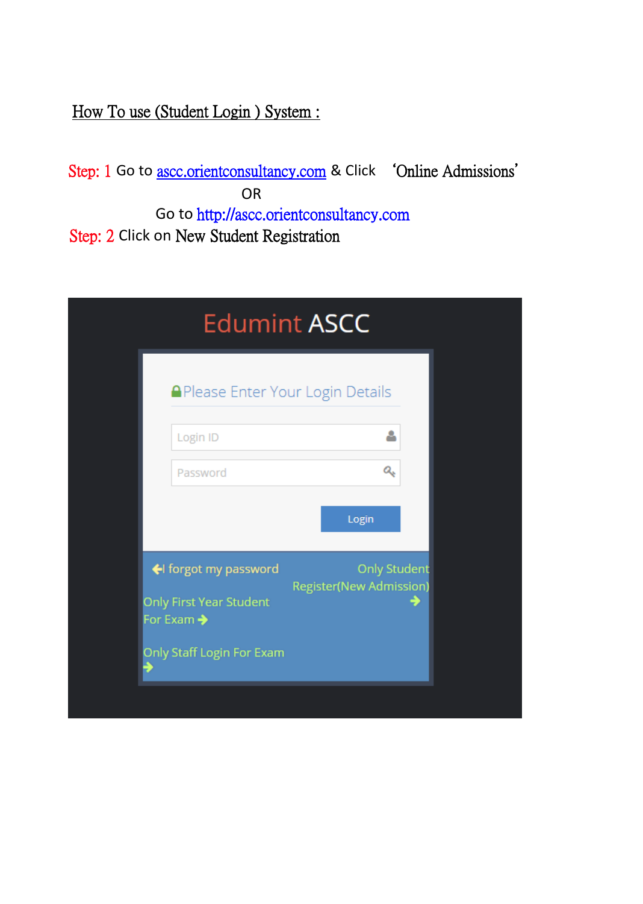How To use (Student Login ) System :

Step: 1 Go to [ascc.orientconsultancy.com](http://ascc.orientconsultancy.com) & Click 'Online Admissions'

OR

Go to http://ascc.orientconsultancy.com

Step: 2 Click on New Student Registration

Edumint ASCC

Please Enter Your Login Details

Login ID

Password

Login

I forgot my password

Only Student Register(New Admission)

Only First Year Student For Exam

Only Staff Login For Exam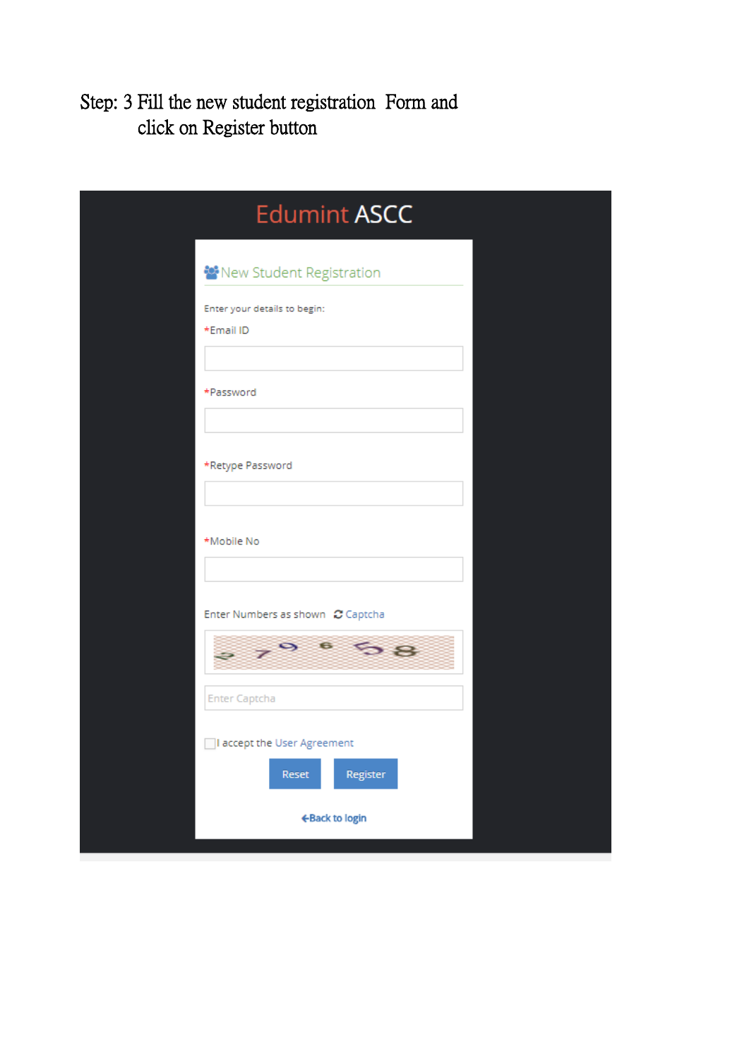Step: 3 Fill the new student registration Form and click on Register button

Edumint ASCC

New Student Registration

Enter your details to begin:

*Email ID

*Password

*Retype Password

*Mobile No

Enter Numbers as shown Captcha

Enter Captcha

I accept the User Agreement

Reset Register

Back to login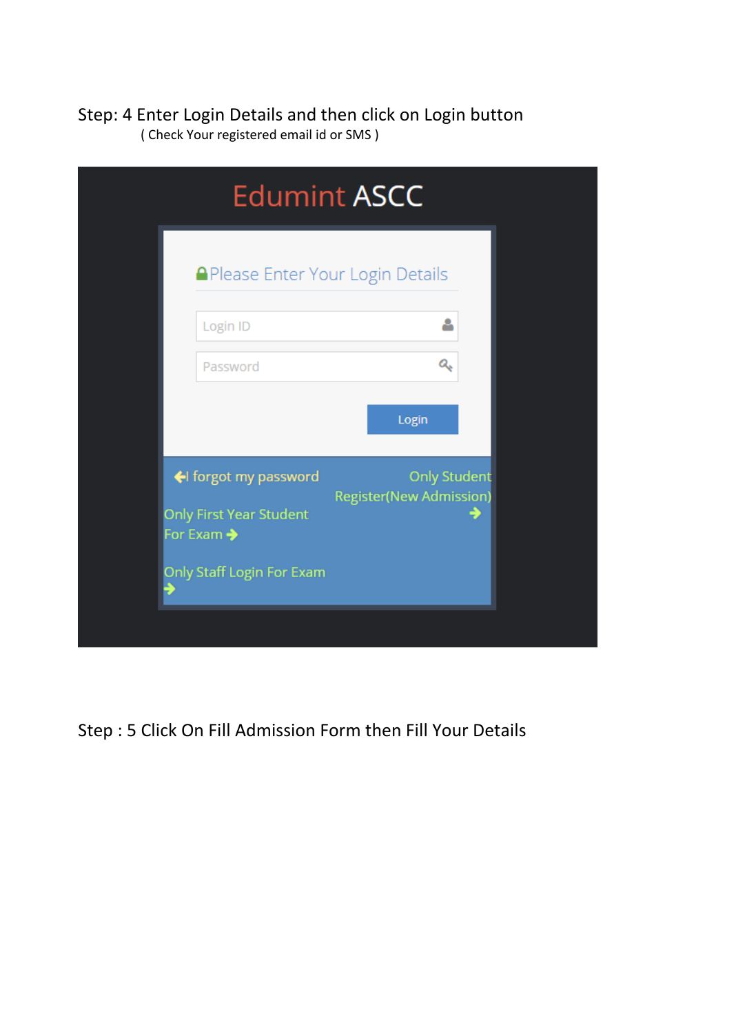Step: 4 Enter Login Details and then click on Login button

( Check Your registered email id or SMS )

Edumint ASCC

Please Enter Your Login Details

Login ID

Password

Login

forgot my password

Only Student Register(New Admission)

Only First Year Student For Exam

Only Staff Login For Exam

Step : 5 Click On Fill Admission Form then Fill Your Details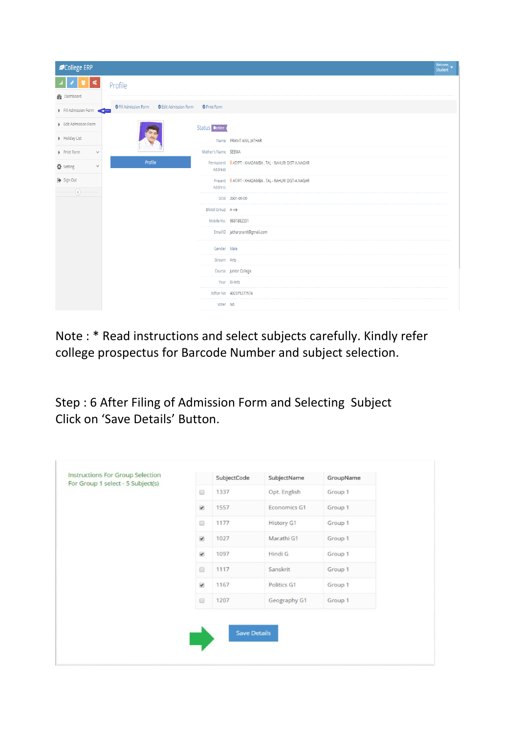College ERP

Welcome, Student

- Dashboard
- Fill Admission Form
- Edit Admission Form
- Holiday List
- Print Form
- Setting
- Sign Out

Profile

Fill Admission Form | Edit Admission Form | Print Form

Profile

Status Online

| | |
|---|---|
| Name | PRANIT ANIL JATHAR |
| Mother's Name | SEEMA |
| Permanent Address | AT/PT - KHADAMBA , TAL - RAHURI DIST-A.NAGAR |
| Present Address | AT/PT - KHADAMBA , TAL - RAHURI DIST-A.NAGAR |
| DOB | 2001-09-09 |
| Blood Group | A -ve |
| Mobile No. | 9881882551 |
| EmailID | jatharpranit@gmail.com |
| Gender | Male |
| Stream | Arts |
| Course | Junior College |
| Year | XI-Arts |
| Adhar No | 402375277574 |
| Voter | No |

Note : * Read instructions and select subjects carefully. Kindly refer college prospectus for Barcode Number and subject selection.

Step : 6 After Filing of Admission Form and Selecting Subject Click on 'Save Details' Button.

Instructions For Group Selection
For Group 1 select - 5 Subject(s)

| | SubjectCode | SubjectName | GroupName |
|---|---|---|---|
| ☐ | 1337 | Opt. English | Group 1 |
| ☑ | 1557 | Economics G1 | Group 1 |
| ☐ | 1177 | History G1 | Group 1 |
| ☑ | 1027 | Marathi G1 | Group 1 |
| ☑ | 1097 | Hindi G | Group 1 |
| ☐ | 1117 | Sanskrit | Group 1 |
| ☑ | 1167 | Politics G1 | Group 1 |
| ☐ | 1207 | Geography G1 | Group 1 |

Save Details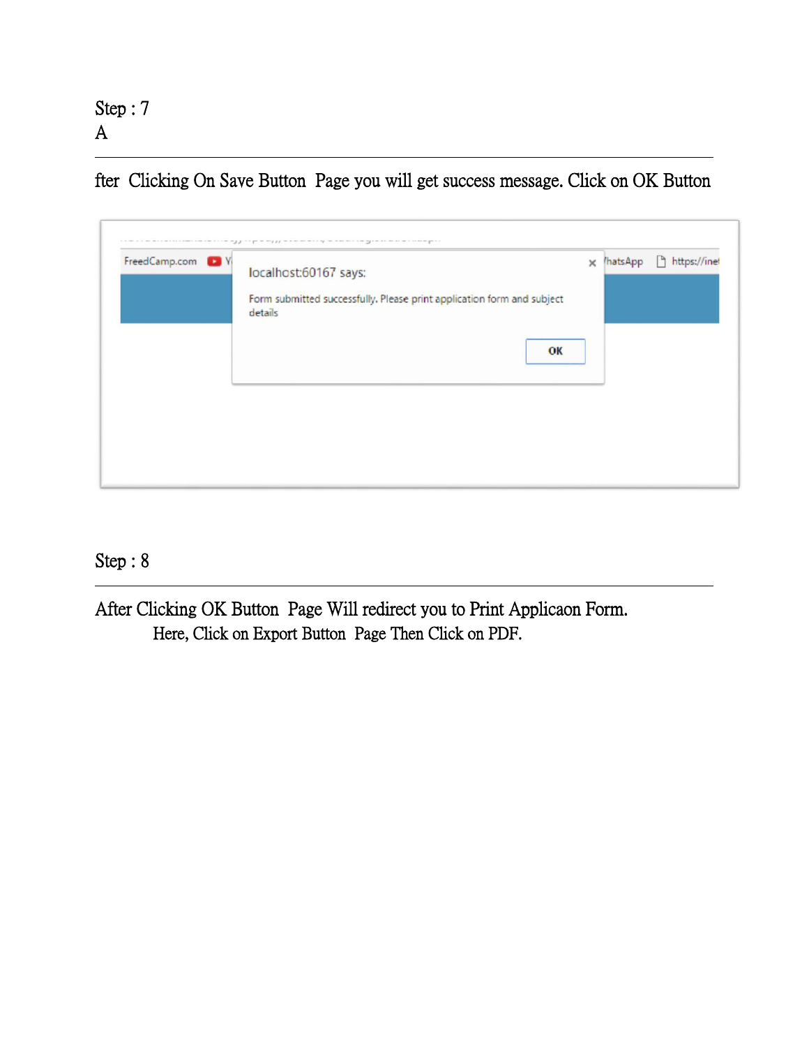Step : 7
A

---

fter Clicking On Save Button Page you will get success message. Click on OK Button

Step : 8

---

After Clicking OK Button Page Will redirect you to Print Applicaon Form.
Here, Click on Export Button Page Then Click on PDF.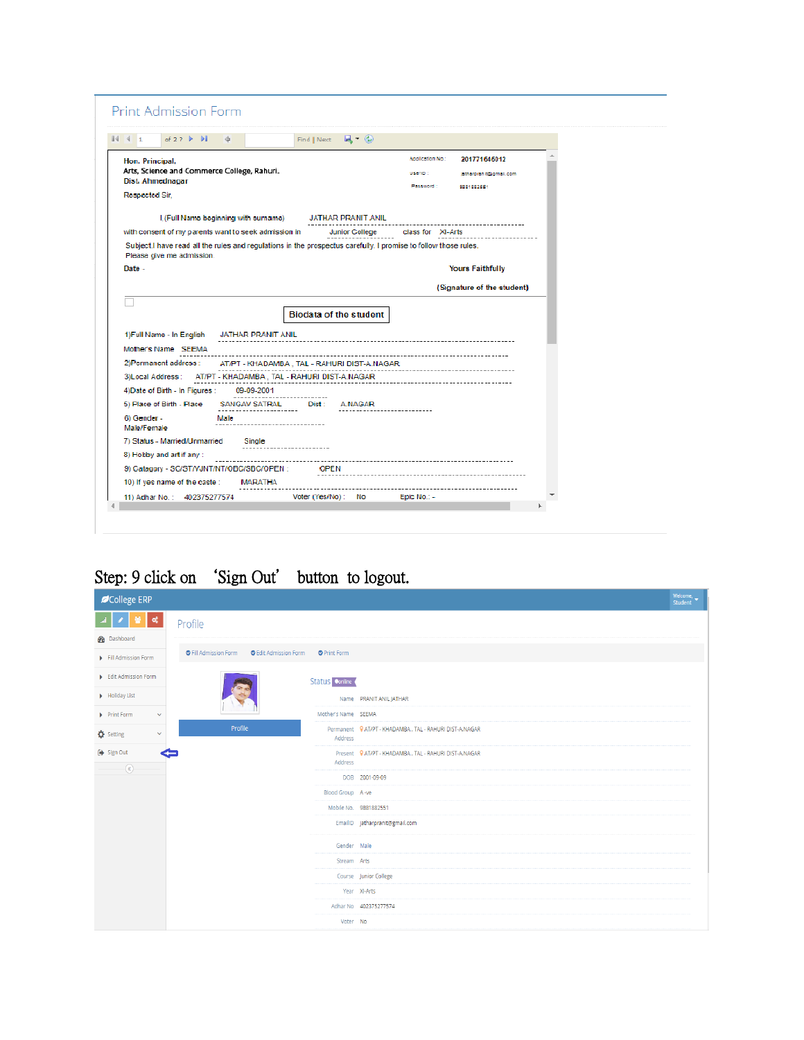## Print Admission Form

1 of 2 ? Find | Next

Hon. Principal,
Arts, Science and Commerce College, Rahuri.
Dist. Ahmednagar

Application No: 201771645012
userID: jatharpranit@gmail.com
Password: 9881882551

Respected Sir,

I (Full Name beginning with surname) JATHAR PRANIT ANIL

with consent of my parents want to seek admission in Junior College class for XI-Arts

Subject.I have read all the rules and regulations in the prospectus carefully. I promise to follow those rules.
Please give me admission.

Date - Yours Faithfully

(Signature of the student)

**Biodata of the student**

1)Full Name - In English JATHAR PRANIT ANIL

Mother's Name SEEMA

2)Permanent address : AT/PT - KHADAMBA , TAL - RAHURI DIST-A.NAGAR

3)Local Address : AT/PT - KHADAMBA , TAL - RAHURI DIST-A.NAGAR

4)Date of Birth - In Figures : 09-09-2001

5) Place of Birth - Place SANGAV SATRAL Dist : A.NAGAR

6) Gender - Male/Female Male

7) Status - Married/Unmarried Single

8) Hobby and art if any :

9) Catagary - SC/ST/VJNT/NT/OBC/SBC/OPEN OPEN

10) If yes name of the caste : MARATHA

11) Adhar No. : 402375277574 Voter (Yes/No) : No Epic No.: -

# Step: 9 click on 'Sign Out' button to logout.

College ERP Welcome, Student

Dashboard
Fill Admission Form
Edit Admission Form
Holiday List
Print Form
Setting
Sign Out

Profile

Fill Admission Form | Edit Admission Form | Print Form

Profile

Status online

| | |
|---|---|
| Name | PRANIT ANIL JATHAR |
| Mother's Name | SEEMA |
| Permanent Address | AT/PT - KHADAMBA , TAL - RAHURI DIST-A.NAGAR |
| Present Address | AT/PT - KHADAMBA , TAL - RAHURI DIST-A.NAGAR |
| DOB | 2001-09-09 |
| Blood Group | A -ve |
| Mobile No. | 9881882551 |
| EmailID | jatharpranit@gmail.com |
| Gender | Male |
| Stream | Arts |
| Course | Junior College |
| Year | XI-Arts |
| Adhar No | 402375277574 |
| Voter | No |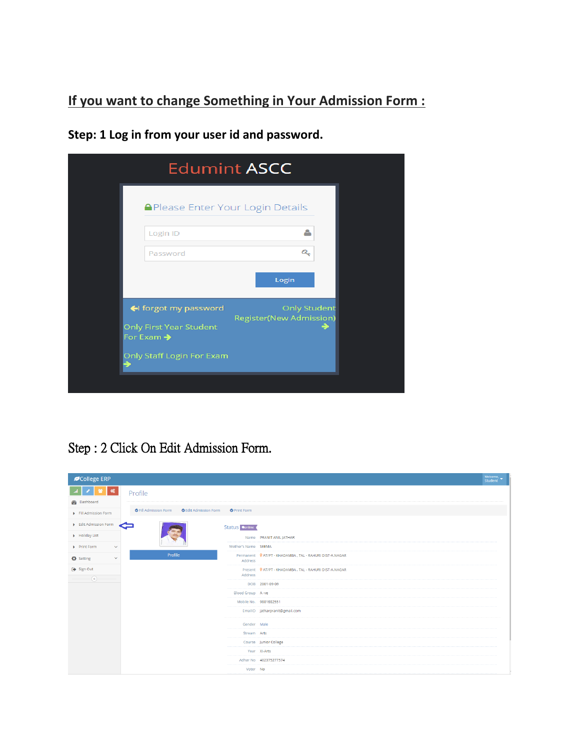## If you want to change Something in Your Admission Form :

**Step: 1 Log in from your user id and password.**

Edumint ASCC

Please Enter Your Login Details

Login ID

Password

Login

I forgot my password

Only Student Register(New Admission)

Only First Year Student For Exam

Only Staff Login For Exam

Step : 2 Click On Edit Admission Form.

College ERP

Welcome, Student

Dashboard

Fill Admission Form

Edit Admission Form

Holiday List

Print Form

Setting

Sign Out

Profile

Fill Admission Form | Edit Admission Form | Print Form

Profile

Status online

| | |
|---|---|
| Name | PRANIT ANIL JATHAR |
| Mother's Name | SEEMA |
| Permanent Address | AT/PT - KHADAMBA , TAL - RAHURI DIST-A.NAGAR |
| Present Address | AT/PT - KHADAMBA , TAL - RAHURI DIST-A.NAGAR |
| DOB | 2001-09-09 |
| Blood Group | A-ve |
| Mobile No. | 9881892551 |
| EmailID | jatharpranit@gmail.com |
| Gender | Male |
| Stream | Arts |
| Course | Junior College |
| Year | XI-Arts |
| Adhar No | 402375277574 |
| Voter | No |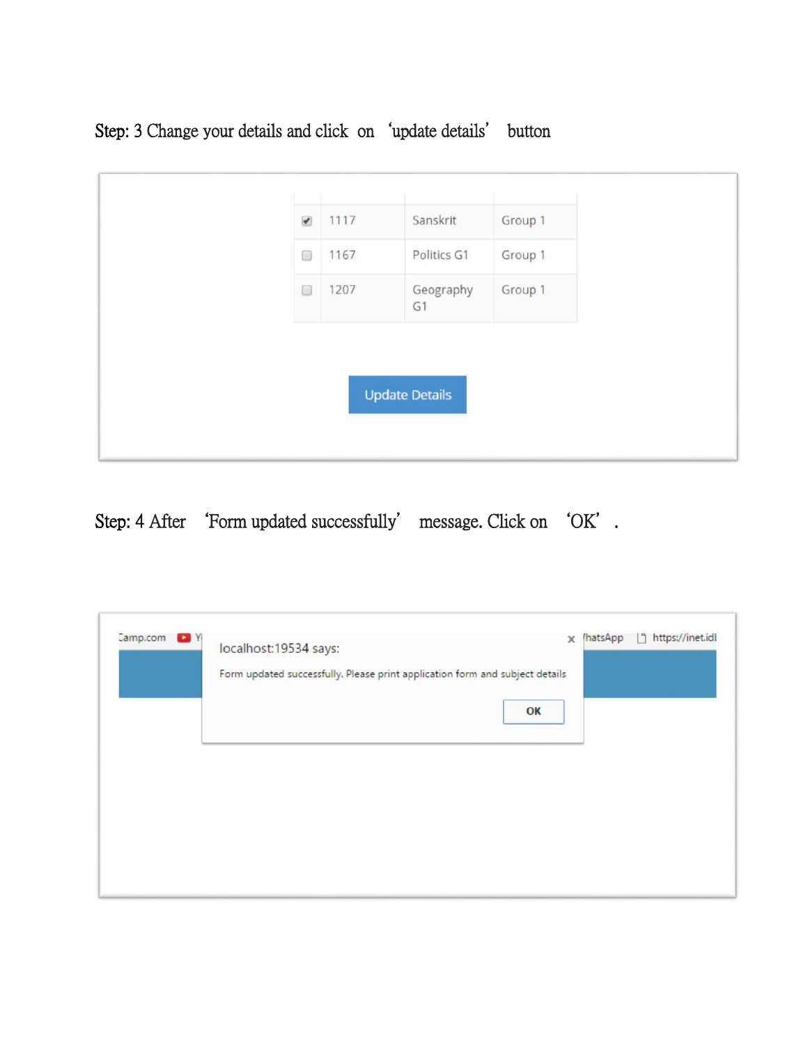Step: 3 Change your details and click on 'update details' button

| | | | |
|---|---|---|---|
| ☑ | 1117 | Sanskrit | Group 1 |
| ☐ | 1167 | Politics G1 | Group 1 |
| ☐ | 1207 | Geography G1 | Group 1 |

Update Details

Step: 4 After 'Form updated successfully' message. Click on 'OK'.

localhost:19534 says:

Form updated successfully. Please print application form and subject details

OK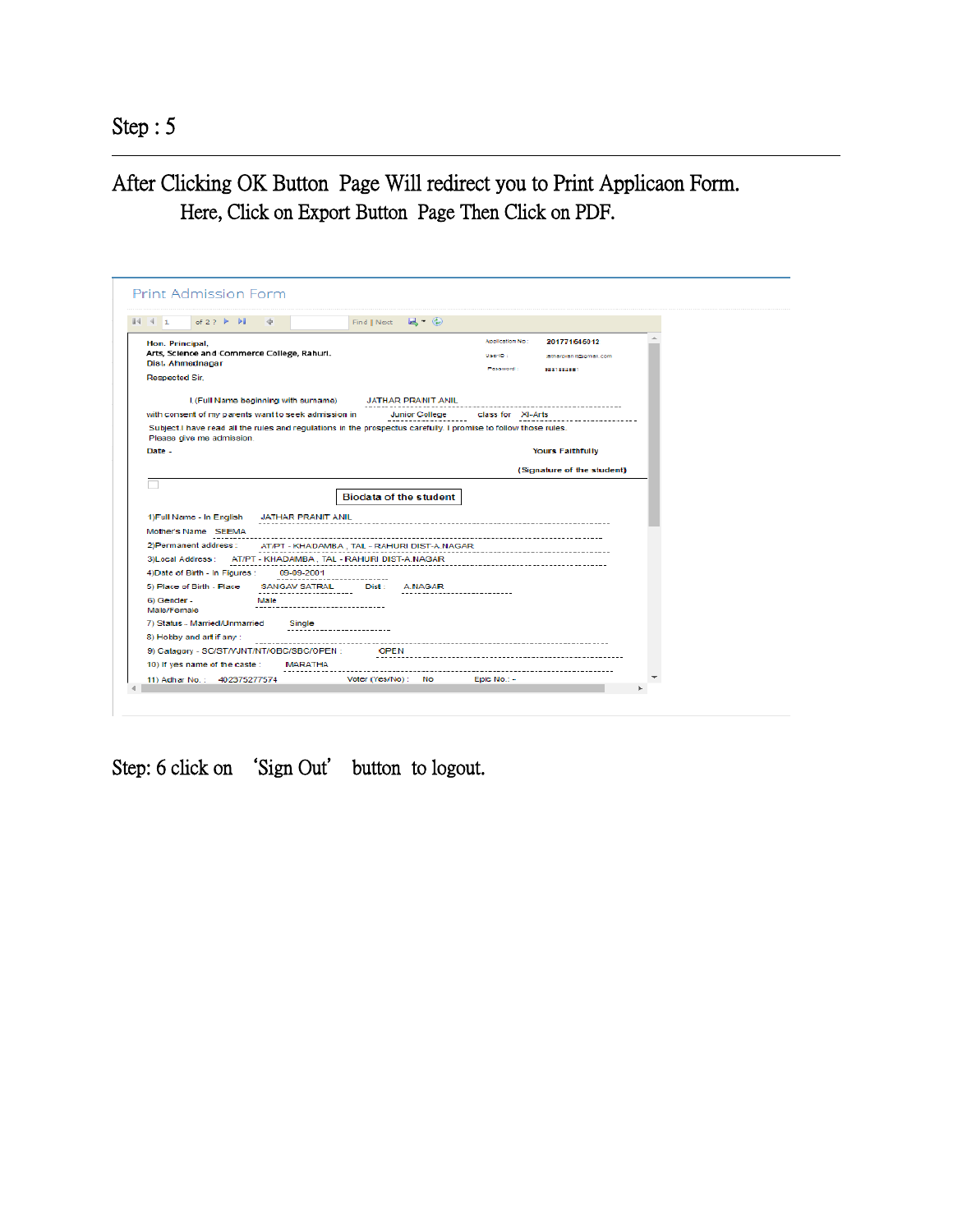## Step : 5

After Clicking OK Button Page Will redirect you to Print Applicaon Form. Here, Click on Export Button Page Then Click on PDF.

Print Admission Form

Hon. Principal,
Arts, Science and Commerce College, Rahuri.
Dist. Ahmednagar

Application No : 201771645012

Respected Sir,

I (Full Name beginning with surname) JATHAR PRANIT ANIL

with consent of my parents want to seek admission in Junior College class for XI-Arts

Subject I have read all the rules and regulations in the prospectus carefully. I promise to follow those rules. Please give me admission.

Date -

Yours Faithfully

(Signature of the student)

Biodata of the student

1)Full Name - In English JATHAR PRANIT ANIL

Mother's Name SEEMA

2)Permanent address : AT/PT - KHADAMBA , TAL - RAHURI DIST-A.NAGAR

3)Local Address : AT/PT - KHADAMBA , TAL - RAHURI DIST-A.NAGAR

4)Date of Birth - In Figures : 09-09-2001

5) Place of Birth - Place SANGAV SATRAL Dist : A.NAGAR

6) Gender - Male/Female Male

7) Status - Married/Unmarried Single

8) Hobby and art if any :

9) Catagory - SC/ST/VJNT/NT/OBC/SBC/OPEN : OPEN

10) If yes name of the caste : MARATHA

11) Adhar No. : 402375277574 Voter (Yes/No) : No Epic No.: -

Step: 6 click on 'Sign Out' button to logout.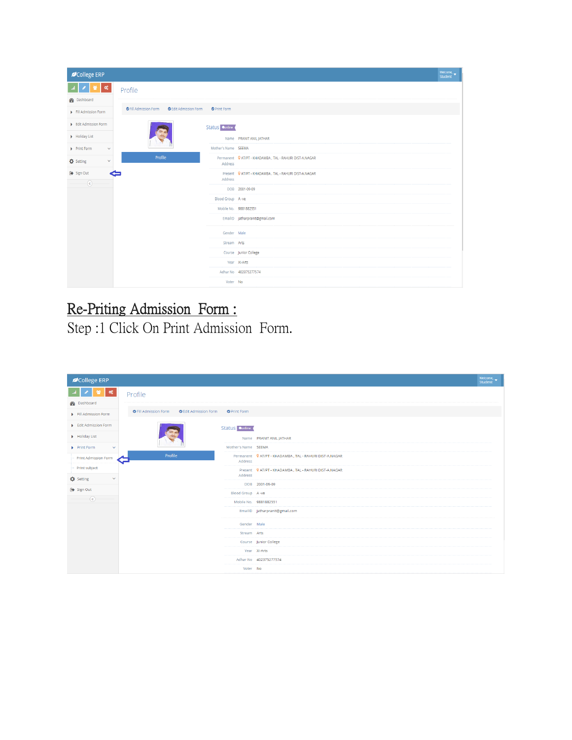# Re-Priting Admission Form :

Step :1 Click On Print Admission Form.